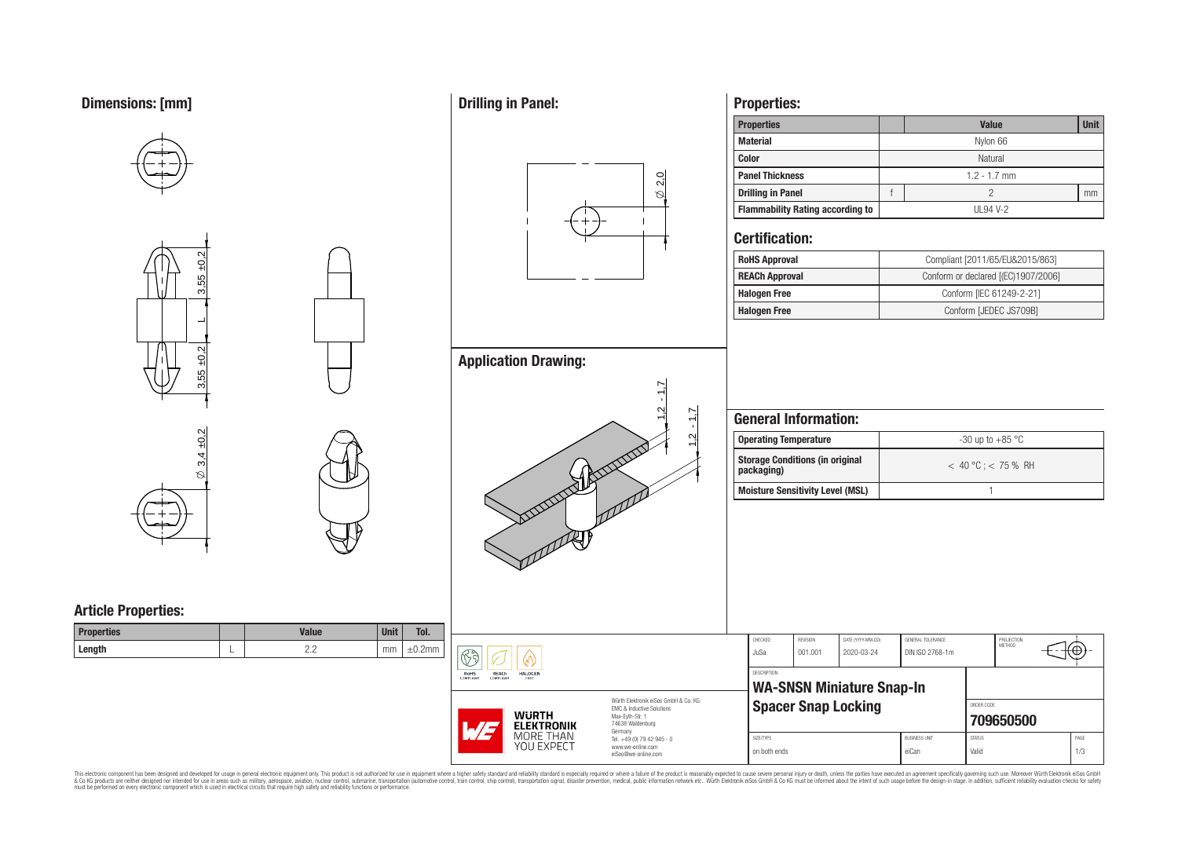## Dimensions: [mm]

3,55 ±0,2

L

3,55 ±0,2

Ø 3,4 ±0,2

## Drilling in Panel:

Ø 2,0

## Application Drawing:

1,2 - 1,7

1,2 - 1,7

## Properties:

| Properties | | Value | Unit |
|---|---|---|---|
| Material | | Nylon 66 | |
| Color | | Natural | |
| Panel Thickness | | 1.2 - 1.7 mm | |
| Drilling in Panel | f | 2 | mm |
| Flammability Rating according to | | UL94 V-2 | |

## Certification:

| | |
|---|---|
| RoHS Approval | Compliant [2011/65/EU&2015/863] |
| REACh Approval | Conform or declared [(EC)1907/2006] |
| Halogen Free | Conform [IEC 61249-2-21] |
| Halogen Free | Conform [JEDEC JS709B] |

## General Information:

| | |
|---|---|
| Operating Temperature | -30 up to +85 °C |
| Storage Conditions (in original packaging) | < 40 °C ; < 75 % RH |
| Moisture Sensitivity Level (MSL) | 1 |

## Article Properties:

| Properties | | Value | Unit | Tol. |
|---|---|---|---|---|
| Length | L | 2.2 | mm | ±0.2mm |

| CHECKED | REVISION | DATE (YYYY-MM-DD) | GENERAL TOLERANCE | PROJECTION METHOD |
|---|---|---|---|---|
| JuSa | 001.001 | 2020-03-24 | DIN ISO 2768-1m | |

DESCRIPTION

**WA-SNSN Miniature Snap-In Spacer Snap Locking**

ORDER CODE: **709650500**

| SIZE/TYPE | BUSINESS UNIT | STATUS | PAGE |
|---|---|---|---|
| on both ends | eiCan | Valid | 1/3 |

RoHS COMPLIANT · REACh COMPLIANT · HALOGEN FREE

WÜRTH ELEKTRONIK MORE THAN YOU EXPECT

Würth Elektronik eiSos GmbH & Co. KG
EMC & Inductive Solutions
Max-Eyth-Str. 1
74638 Waldenburg
Germany
Tel. +49 (0) 79 42 945 - 0
www.we-online.com
eiSos@we-online.com

This electronic component has been designed and developed for usage in general electronic equipment only. This product is not authorized for use in equipment where a higher safety standard and reliability standard is especially required or where a failure of the product is reasonably expected to cause severe personal injury or death, unless the parties have executed an agreement specifically governing such use. Moreover Würth Elektronik eiSos GmbH & Co KG products are neither designed nor intended for use in areas such as military, aerospace, aviation, nuclear control, submarine, transportation (automotive control, train control, ship control), transportation signal, disaster prevention, medical, public information network etc.. Würth Elektronik eiSos GmbH & Co KG must be informed about the intent of such usage before the design-in stage. In addition, sufficient reliability evaluation checks for safety must be performed on every electronic component which is used in electrical circuits that require high safety and reliability functions or performance.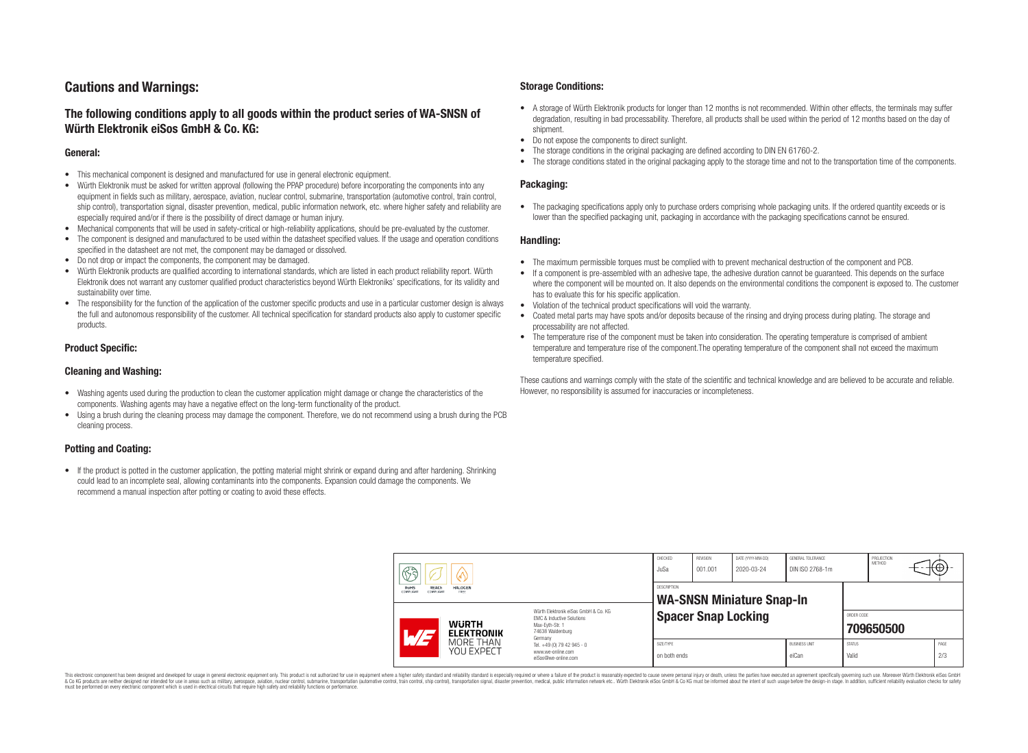# Cautions and Warnings:

## The following conditions apply to all goods within the product series of WA-SNSN of Würth Elektronik eiSos GmbH & Co. KG:

### General:

- This mechanical component is designed and manufactured for use in general electronic equipment.
- Würth Elektronik must be asked for written approval (following the PPAP procedure) before incorporating the components into any equipment in fields such as military, aerospace, aviation, nuclear control, submarine, transportation (automotive control, train control, ship control), transportation signal, disaster prevention, medical, public information network, etc. where higher safety and reliability are especially required and/or if there is the possibility of direct damage or human injury.
- Mechanical components that will be used in safety-critical or high-reliability applications, should be pre-evaluated by the customer.
- The component is designed and manufactured to be used within the datasheet specified values. If the usage and operation conditions specified in the datasheet are not met, the component may be damaged or dissolved.
- Do not drop or impact the components, the component may be damaged.
- Würth Elektronik products are qualified according to international standards, which are listed in each product reliability report. Würth Elektronik does not warrant any customer qualified product characteristics beyond Würth Elektroniks' specifications, for its validity and sustainability over time.
- The responsibility for the function of the application of the customer specific products and use in a particular customer design is always the full and autonomous responsibility of the customer. All technical specification for standard products also apply to customer specific products.

### Product Specific:

### Cleaning and Washing:

- Washing agents used during the production to clean the customer application might damage or change the characteristics of the components. Washing agents may have a negative effect on the long-term functionality of the product.
- Using a brush during the cleaning process may damage the component. Therefore, we do not recommend using a brush during the PCB cleaning process.

### Potting and Coating:

- If the product is potted in the customer application, the potting material might shrink or expand during and after hardening. Shrinking could lead to an incomplete seal, allowing contaminants into the components. Expansion could damage the components. We recommend a manual inspection after potting or coating to avoid these effects.

### Storage Conditions:

- A storage of Würth Elektronik products for longer than 12 months is not recommended. Within other effects, the terminals may suffer degradation, resulting in bad processability. Therefore, all products shall be used within the period of 12 months based on the day of shipment.
- Do not expose the components to direct sunlight.
- The storage conditions in the original packaging are defined according to DIN EN 61760-2.
- The storage conditions stated in the original packaging apply to the storage time and not to the transportation time of the components.

### Packaging:

- The packaging specifications apply only to purchase orders comprising whole packaging units. If the ordered quantity exceeds or is lower than the specified packaging unit, packaging in accordance with the packaging specifications cannot be ensured.

### Handling:

- The maximum permissible torques must be complied with to prevent mechanical destruction of the component and PCB.
- If a component is pre-assembled with an adhesive tape, the adhesive duration cannot be guaranteed. This depends on the surface where the component will be mounted on. It also depends on the environmental conditions the component is exposed to. The customer has to evaluate this for his specific application.
- Violation of the technical product specifications will void the warranty.
- Coated metal parts may have spots and/or deposits because of the rinsing and drying process during plating. The storage and processability are not affected.
- The temperature rise of the component must be taken into consideration. The operating temperature is comprised of ambient temperature and temperature rise of the component.The operating temperature of the component shall not exceed the maximum temperature specified.

These cautions and warnings comply with the state of the scientific and technical knowledge and are believed to be accurate and reliable. However, no responsibility is assumed for inaccuracies or incompleteness.

| CHECKED | REVISION | DATE (YYYY-MM-DD) | GENERAL TOLERANCE | PROJECTION METHOD |
|---|---|---|---|---|
| JuSa | 001.001 | 2020-03-24 | DIN ISO 2768-1m | |

| DESCRIPTION | | ORDER CODE | |
|---|---|---|---|
| WA-SNSN Miniature Snap-In Spacer Snap Locking | | 709650500 | |
| SIZE/TYPE | BUSINESS UNIT | STATUS | PAGE |
| on both ends | eiCan | Valid | 2/3 |

Würth Elektronik eiSos GmbH & Co. KG
EMC & Inductive Solutions
Max-Eyth-Str. 1
74638 Waldenburg
Germany
Tel. +49 (0) 79 42 945 - 0
www.we-online.com
eiSos@we-online.com

This electronic component has been designed and developed for usage in general electronic equipment only. This product is not authorized for use in equipment where a higher safety standard and reliability standard is especially required or where a failure of the product is reasonably expected to cause severe personal injury or death, unless the parties have executed an agreement specifically governing such use. Moreover Würth Elektronik eiSos GmbH & Co KG products are neither designed nor intended for use in areas such as military, aerospace, aviation, nuclear control, submarine, transportation (automotive control, train control, ship control), transportation signal, disaster prevention, medical, public information network etc.. Würth Elektronik eiSos GmbH & Co KG must be informed about the intent of such usage before the design-in stage. In addition, sufficient reliability evaluation checks for safety must be performed on every electronic component which is used in electrical circuits that require high safety and reliability functions or performance.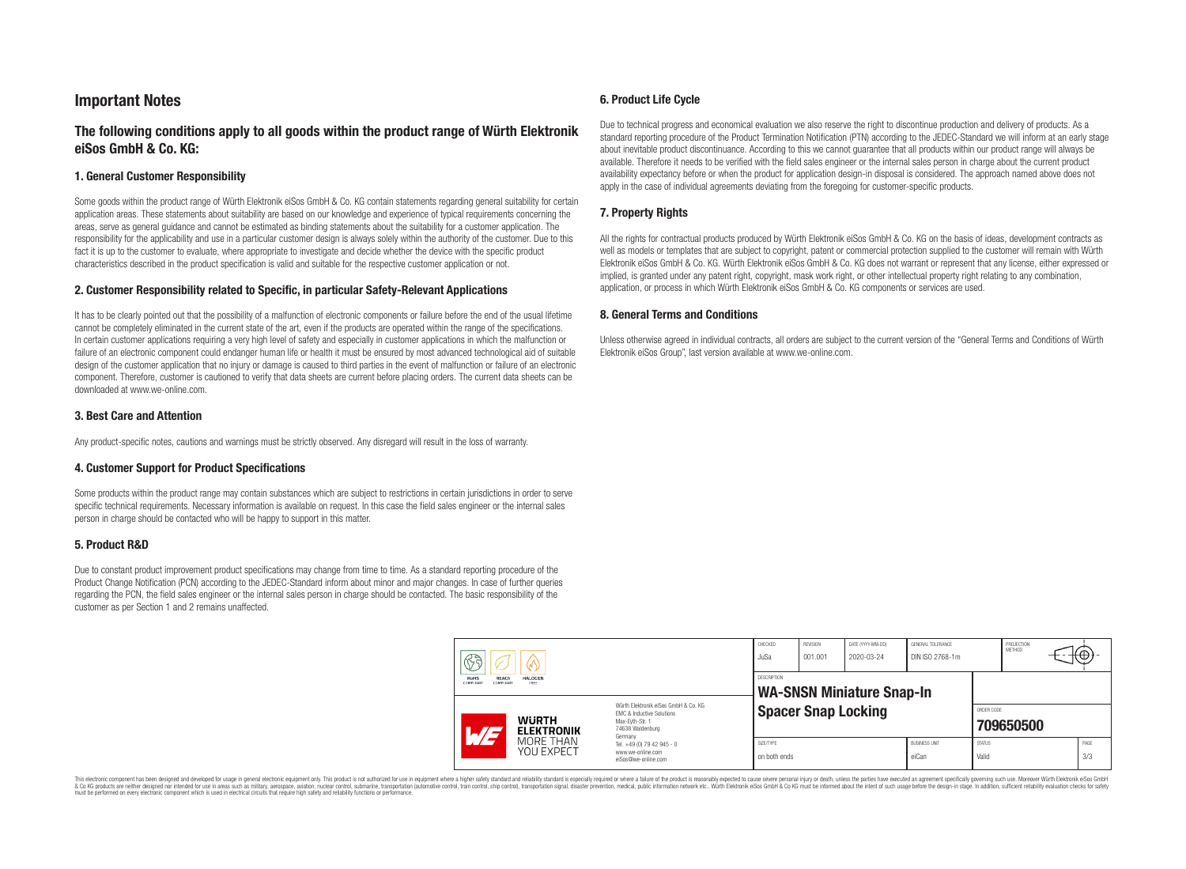# Important Notes

## The following conditions apply to all goods within the product range of Würth Elektronik eiSos GmbH & Co. KG:

### 1. General Customer Responsibility

Some goods within the product range of Würth Elektronik eiSos GmbH & Co. KG contain statements regarding general suitability for certain application areas. These statements about suitability are based on our knowledge and experience of typical requirements concerning the areas, serve as general guidance and cannot be estimated as binding statements about the suitability for a customer application. The responsibility for the applicability and use in a particular customer design is always solely within the authority of the customer. Due to this fact it is up to the customer to evaluate, where appropriate to investigate and decide whether the device with the specific product characteristics described in the product specification is valid and suitable for the respective customer application or not.

### 2. Customer Responsibility related to Specific, in particular Safety-Relevant Applications

It has to be clearly pointed out that the possibility of a malfunction of electronic components or failure before the end of the usual lifetime cannot be completely eliminated in the current state of the art, even if the products are operated within the range of the specifications. In certain customer applications requiring a very high level of safety and especially in customer applications in which the malfunction or failure of an electronic component could endanger human life or health it must be ensured by most advanced technological aid of suitable design of the customer application that no injury or damage is caused to third parties in the event of malfunction or failure of an electronic component. Therefore, customer is cautioned to verify that data sheets are current before placing orders. The current data sheets can be downloaded at www.we-online.com.

### 3. Best Care and Attention

Any product-specific notes, cautions and warnings must be strictly observed. Any disregard will result in the loss of warranty.

### 4. Customer Support for Product Specifications

Some products within the product range may contain substances which are subject to restrictions in certain jurisdictions in order to serve specific technical requirements. Necessary information is available on request. In this case the field sales engineer or the internal sales person in charge should be contacted who will be happy to support in this matter.

### 5. Product R&D

Due to constant product improvement product specifications may change from time to time. As a standard reporting procedure of the Product Change Notification (PCN) according to the JEDEC-Standard inform about minor and major changes. In case of further queries regarding the PCN, the field sales engineer or the internal sales person in charge should be contacted. The basic responsibility of the customer as per Section 1 and 2 remains unaffected.

### 6. Product Life Cycle

Due to technical progress and economical evaluation we also reserve the right to discontinue production and delivery of products. As a standard reporting procedure of the Product Termination Notification (PTN) according to the JEDEC-Standard we will inform at an early stage about inevitable product discontinuance. According to this we cannot guarantee that all products within our product range will always be available. Therefore it needs to be verified with the field sales engineer or the internal sales person in charge about the current product availability expectancy before or when the product for application design-in disposal is considered. The approach named above does not apply in the case of individual agreements deviating from the foregoing for customer-specific products.

### 7. Property Rights

All the rights for contractual products produced by Würth Elektronik eiSos GmbH & Co. KG on the basis of ideas, development contracts as well as models or templates that are subject to copyright, patent or commercial protection supplied to the customer will remain with Würth Elektronik eiSos GmbH & Co. KG. Würth Elektronik eiSos GmbH & Co. KG does not warrant or represent that any license, either expressed or implied, is granted under any patent right, copyright, mask work right, or other intellectual property right relating to any combination, application, or process in which Würth Elektronik eiSos GmbH & Co. KG components or services are used.

### 8. General Terms and Conditions

Unless otherwise agreed in individual contracts, all orders are subject to the current version of the "General Terms and Conditions of Würth Elektronik eiSos Group", last version available at www.we-online.com.

| | | | | | | | |
|---|---|---|---|---|---|---|---|
| RoHS COMPLIANT / REACh COMPLIANT / HALOGEN FREE | | CHECKED JuSa | REVISION 001.001 | DATE (YYYY-MM-DD) 2020-03-24 | GENERAL TOLERANCE DIN ISO 2768-1m | PROJECTION METHOD | |
| | | DESCRIPTION **WA-SNSN Miniature Snap-In Spacer Snap Locking** | | | | ORDER CODE **709650500** | |
| WÜRTH ELEKTRONIK MORE THAN YOU EXPECT | Würth Elektronik eiSos GmbH & Co. KG, EMC & Inductive Solutions, Max-Eyth-Str. 1, 74638 Waldenburg, Germany, Tel. +49 (0) 79 42 945 - 0, www.we-online.com, eiSos@we-online.com | SIZE/TYPE on both ends | | | BUSINESS UNIT eiCan | STATUS Valid | PAGE 3/3 |

This electronic component has been designed and developed for usage in general electronic equipment only. This product is not authorized for use in equipment where a higher safety standard and reliability standard is especially required or where a failure of the product is reasonably expected to cause severe personal injury or death, unless the parties have executed an agreement specifically governing such use. Moreover Würth Elektronik eiSos GmbH & Co KG products are neither designed nor intended for use in areas such as military, aerospace, aviation, nuclear control, submarine, transportation (automotive control, train control, ship control), transportation signal, disaster prevention, medical, public information network etc.. Würth Elektronik eiSos GmbH & Co KG must be informed about the intent of such usage before the design-in stage. In addition, sufficient reliability evaluation checks for safety must be performed on every electronic component which is used in electrical circuits that require high safety and reliability functions or performance.